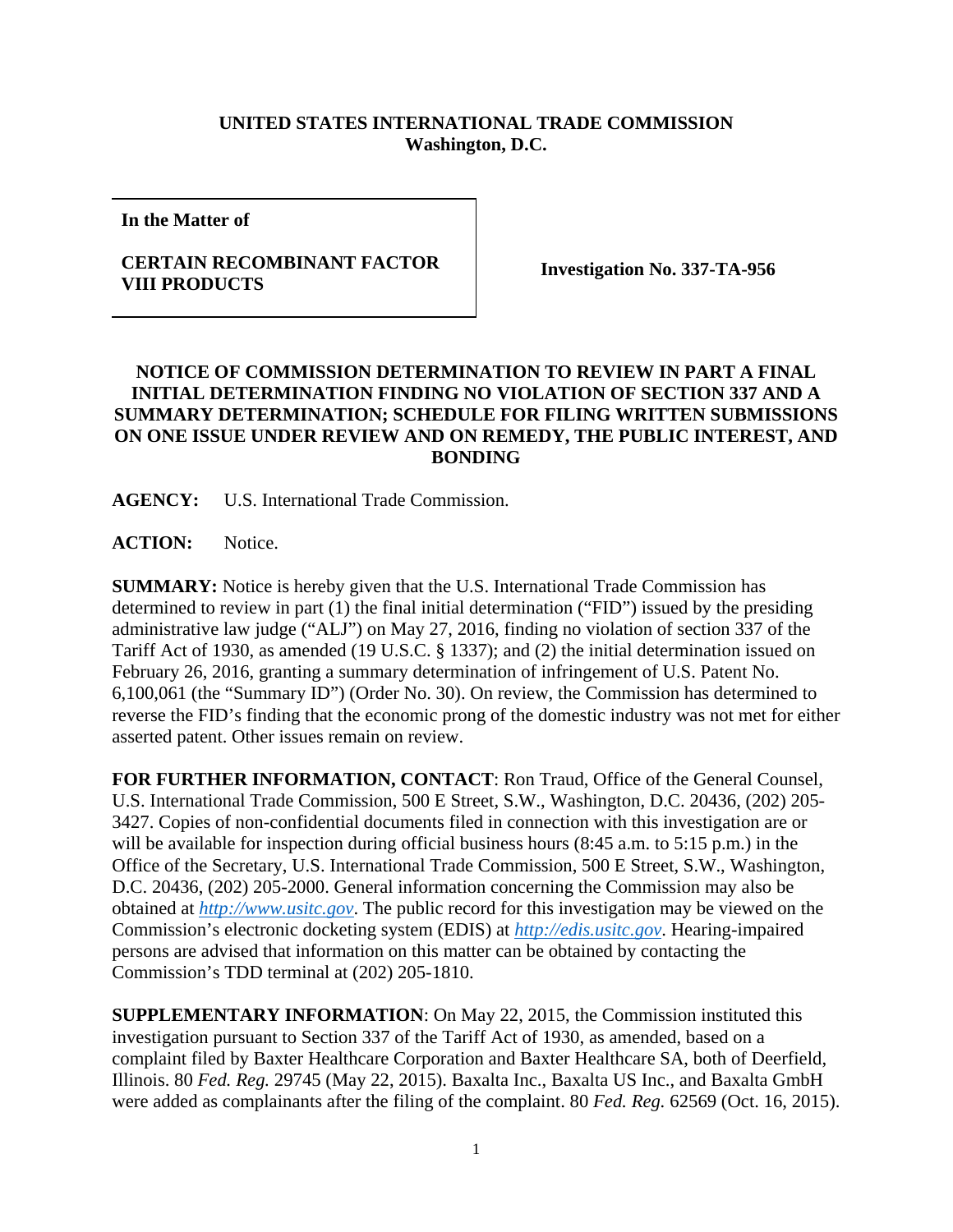**UNITED STATES INTERNATIONAL TRADE COMMISSION**
**Washington, D.C.**

| In the Matter of | |
|---|---|
| **CERTAIN RECOMBINANT FACTOR VIII PRODUCTS** | **Investigation No. 337-TA-956** |

**NOTICE OF COMMISSION DETERMINATION TO REVIEW IN PART A FINAL INITIAL DETERMINATION FINDING NO VIOLATION OF SECTION 337 AND A SUMMARY DETERMINATION; SCHEDULE FOR FILING WRITTEN SUBMISSIONS ON ONE ISSUE UNDER REVIEW AND ON REMEDY, THE PUBLIC INTEREST, AND BONDING**

**AGENCY:** U.S. International Trade Commission.

**ACTION:** Notice.

**SUMMARY:** Notice is hereby given that the U.S. International Trade Commission has determined to review in part (1) the final initial determination ("FID") issued by the presiding administrative law judge ("ALJ") on May 27, 2016, finding no violation of section 337 of the Tariff Act of 1930, as amended (19 U.S.C. § 1337); and (2) the initial determination issued on February 26, 2016, granting a summary determination of infringement of U.S. Patent No. 6,100,061 (the "Summary ID") (Order No. 30). On review, the Commission has determined to reverse the FID's finding that the economic prong of the domestic industry was not met for either asserted patent. Other issues remain on review.

**FOR FURTHER INFORMATION, CONTACT**: Ron Traud, Office of the General Counsel, U.S. International Trade Commission, 500 E Street, S.W., Washington, D.C. 20436, (202) 205-3427. Copies of non-confidential documents filed in connection with this investigation are or will be available for inspection during official business hours (8:45 a.m. to 5:15 p.m.) in the Office of the Secretary, U.S. International Trade Commission, 500 E Street, S.W., Washington, D.C. 20436, (202) 205-2000. General information concerning the Commission may also be obtained at *http://www.usitc.gov*. The public record for this investigation may be viewed on the Commission's electronic docketing system (EDIS) at *http://edis.usitc.gov*. Hearing-impaired persons are advised that information on this matter can be obtained by contacting the Commission's TDD terminal at (202) 205-1810.

**SUPPLEMENTARY INFORMATION**: On May 22, 2015, the Commission instituted this investigation pursuant to Section 337 of the Tariff Act of 1930, as amended, based on a complaint filed by Baxter Healthcare Corporation and Baxter Healthcare SA, both of Deerfield, Illinois. 80 *Fed. Reg.* 29745 (May 22, 2015). Baxalta Inc., Baxalta US Inc., and Baxalta GmbH were added as complainants after the filing of the complaint. 80 *Fed. Reg.* 62569 (Oct. 16, 2015).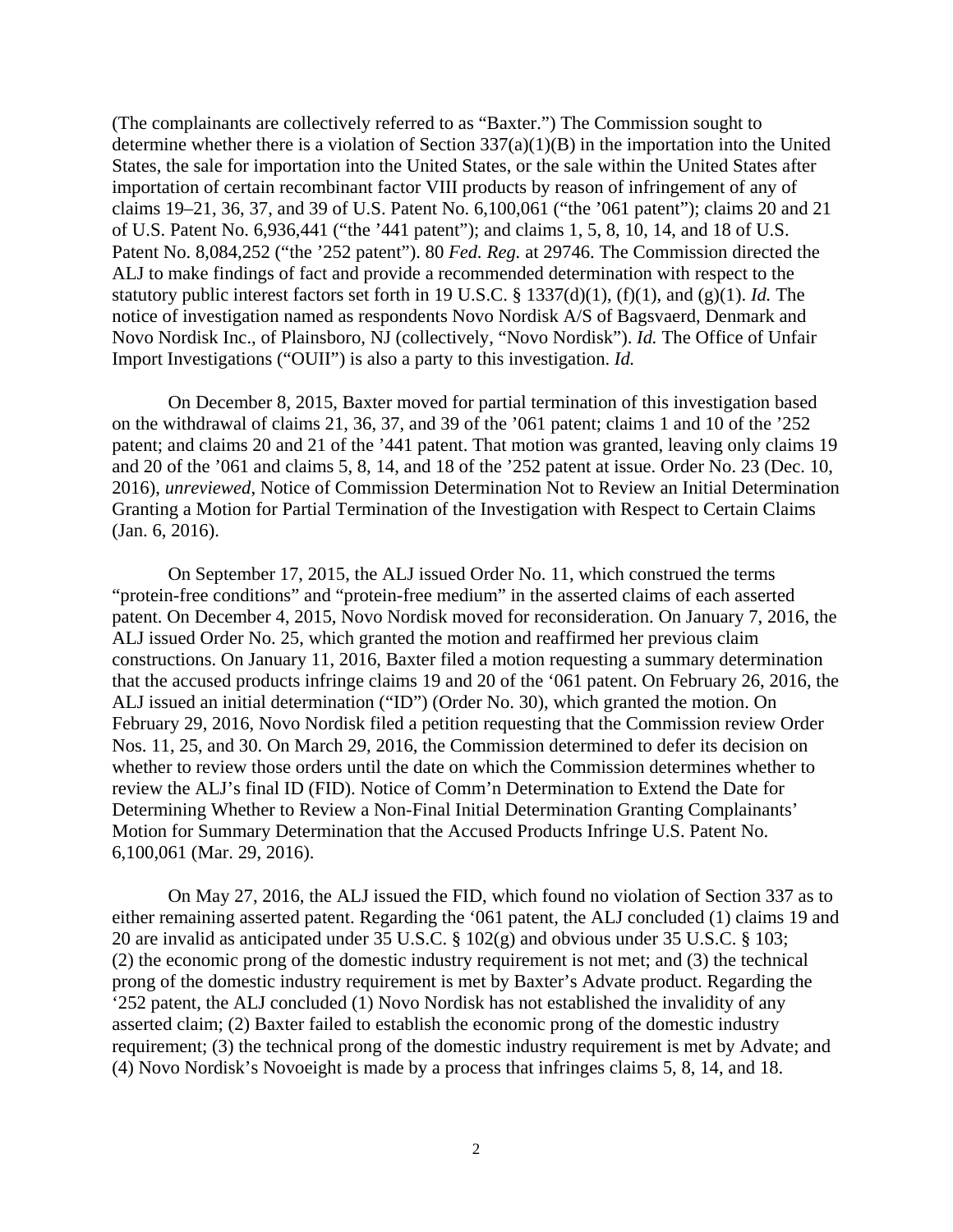(The complainants are collectively referred to as "Baxter.") The Commission sought to determine whether there is a violation of Section 337(a)(1)(B) in the importation into the United States, the sale for importation into the United States, or the sale within the United States after importation of certain recombinant factor VIII products by reason of infringement of any of claims 19–21, 36, 37, and 39 of U.S. Patent No. 6,100,061 ("the '061 patent"); claims 20 and 21 of U.S. Patent No. 6,936,441 ("the '441 patent"); and claims 1, 5, 8, 10, 14, and 18 of U.S. Patent No. 8,084,252 ("the '252 patent"). 80 *Fed. Reg.* at 29746. The Commission directed the ALJ to make findings of fact and provide a recommended determination with respect to the statutory public interest factors set forth in 19 U.S.C. § 1337(d)(1), (f)(1), and (g)(1). *Id.* The notice of investigation named as respondents Novo Nordisk A/S of Bagsvaerd, Denmark and Novo Nordisk Inc., of Plainsboro, NJ (collectively, "Novo Nordisk"). *Id.* The Office of Unfair Import Investigations ("OUII") is also a party to this investigation. *Id.*

On December 8, 2015, Baxter moved for partial termination of this investigation based on the withdrawal of claims 21, 36, 37, and 39 of the '061 patent; claims 1 and 10 of the '252 patent; and claims 20 and 21 of the '441 patent. That motion was granted, leaving only claims 19 and 20 of the '061 and claims 5, 8, 14, and 18 of the '252 patent at issue. Order No. 23 (Dec. 10, 2016), *unreviewed*, Notice of Commission Determination Not to Review an Initial Determination Granting a Motion for Partial Termination of the Investigation with Respect to Certain Claims (Jan. 6, 2016).

On September 17, 2015, the ALJ issued Order No. 11, which construed the terms "protein-free conditions" and "protein-free medium" in the asserted claims of each asserted patent. On December 4, 2015, Novo Nordisk moved for reconsideration. On January 7, 2016, the ALJ issued Order No. 25, which granted the motion and reaffirmed her previous claim constructions. On January 11, 2016, Baxter filed a motion requesting a summary determination that the accused products infringe claims 19 and 20 of the '061 patent. On February 26, 2016, the ALJ issued an initial determination ("ID") (Order No. 30), which granted the motion. On February 29, 2016, Novo Nordisk filed a petition requesting that the Commission review Order Nos. 11, 25, and 30. On March 29, 2016, the Commission determined to defer its decision on whether to review those orders until the date on which the Commission determines whether to review the ALJ's final ID (FID). Notice of Comm'n Determination to Extend the Date for Determining Whether to Review a Non-Final Initial Determination Granting Complainants' Motion for Summary Determination that the Accused Products Infringe U.S. Patent No. 6,100,061 (Mar. 29, 2016).

On May 27, 2016, the ALJ issued the FID, which found no violation of Section 337 as to either remaining asserted patent. Regarding the '061 patent, the ALJ concluded (1) claims 19 and 20 are invalid as anticipated under 35 U.S.C. § 102(g) and obvious under 35 U.S.C. § 103; (2) the economic prong of the domestic industry requirement is not met; and (3) the technical prong of the domestic industry requirement is met by Baxter's Advate product. Regarding the '252 patent, the ALJ concluded (1) Novo Nordisk has not established the invalidity of any asserted claim; (2) Baxter failed to establish the economic prong of the domestic industry requirement; (3) the technical prong of the domestic industry requirement is met by Advate; and (4) Novo Nordisk's Novoeight is made by a process that infringes claims 5, 8, 14, and 18.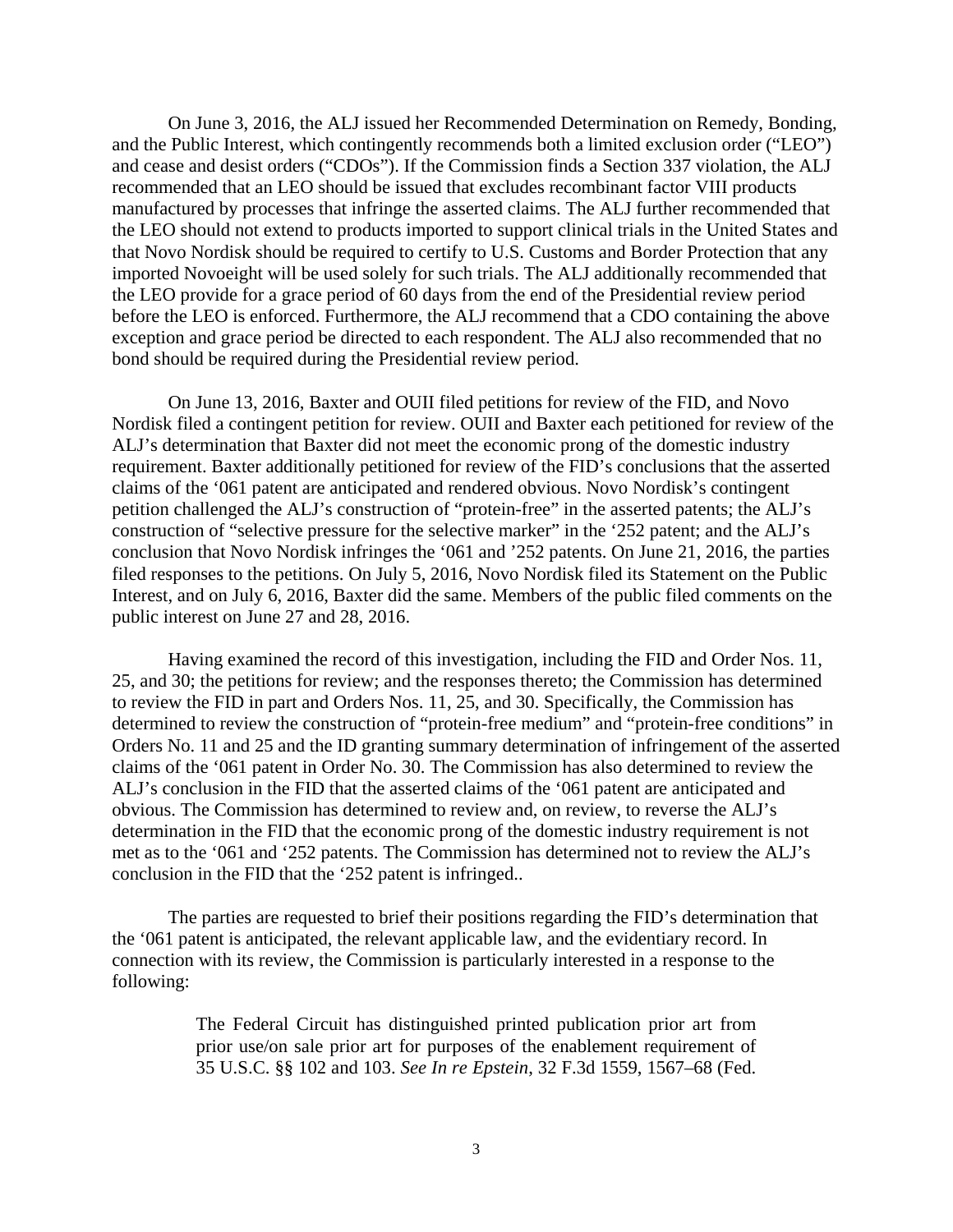On June 3, 2016, the ALJ issued her Recommended Determination on Remedy, Bonding, and the Public Interest, which contingently recommends both a limited exclusion order ("LEO") and cease and desist orders ("CDOs"). If the Commission finds a Section 337 violation, the ALJ recommended that an LEO should be issued that excludes recombinant factor VIII products manufactured by processes that infringe the asserted claims. The ALJ further recommended that the LEO should not extend to products imported to support clinical trials in the United States and that Novo Nordisk should be required to certify to U.S. Customs and Border Protection that any imported Novoeight will be used solely for such trials. The ALJ additionally recommended that the LEO provide for a grace period of 60 days from the end of the Presidential review period before the LEO is enforced. Furthermore, the ALJ recommend that a CDO containing the above exception and grace period be directed to each respondent. The ALJ also recommended that no bond should be required during the Presidential review period.

On June 13, 2016, Baxter and OUII filed petitions for review of the FID, and Novo Nordisk filed a contingent petition for review. OUII and Baxter each petitioned for review of the ALJ's determination that Baxter did not meet the economic prong of the domestic industry requirement. Baxter additionally petitioned for review of the FID's conclusions that the asserted claims of the '061 patent are anticipated and rendered obvious. Novo Nordisk's contingent petition challenged the ALJ's construction of "protein-free" in the asserted patents; the ALJ's construction of "selective pressure for the selective marker" in the '252 patent; and the ALJ's conclusion that Novo Nordisk infringes the '061 and '252 patents. On June 21, 2016, the parties filed responses to the petitions. On July 5, 2016, Novo Nordisk filed its Statement on the Public Interest, and on July 6, 2016, Baxter did the same. Members of the public filed comments on the public interest on June 27 and 28, 2016.

Having examined the record of this investigation, including the FID and Order Nos. 11, 25, and 30; the petitions for review; and the responses thereto; the Commission has determined to review the FID in part and Orders Nos. 11, 25, and 30. Specifically, the Commission has determined to review the construction of "protein-free medium" and "protein-free conditions" in Orders No. 11 and 25 and the ID granting summary determination of infringement of the asserted claims of the '061 patent in Order No. 30. The Commission has also determined to review the ALJ's conclusion in the FID that the asserted claims of the '061 patent are anticipated and obvious. The Commission has determined to review and, on review, to reverse the ALJ's determination in the FID that the economic prong of the domestic industry requirement is not met as to the '061 and '252 patents. The Commission has determined not to review the ALJ's conclusion in the FID that the '252 patent is infringed..

The parties are requested to brief their positions regarding the FID's determination that the '061 patent is anticipated, the relevant applicable law, and the evidentiary record. In connection with its review, the Commission is particularly interested in a response to the following:

> The Federal Circuit has distinguished printed publication prior art from prior use/on sale prior art for purposes of the enablement requirement of 35 U.S.C. §§ 102 and 103. *See In re Epstein*, 32 F.3d 1559, 1567–68 (Fed.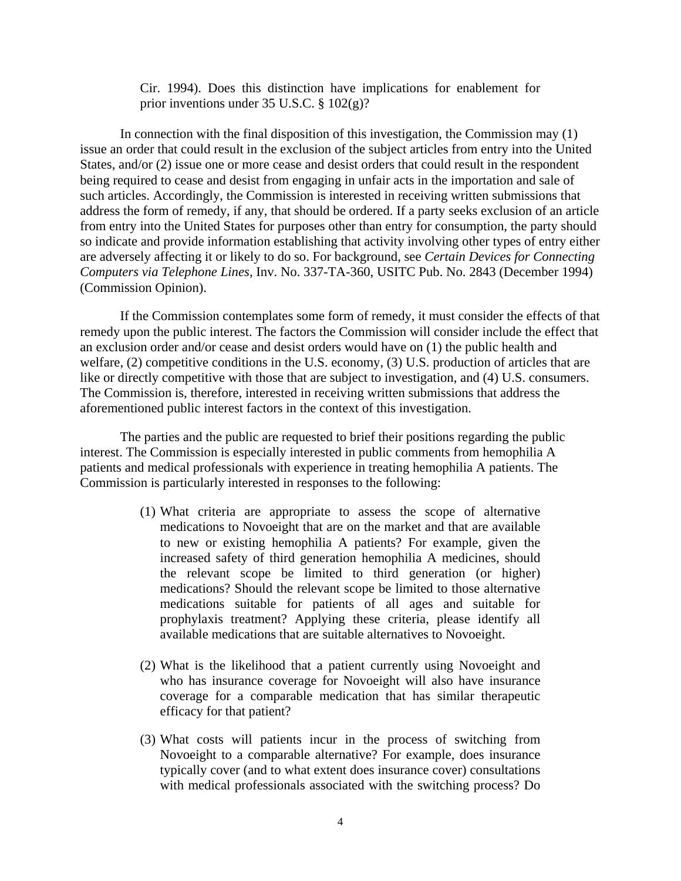Cir. 1994). Does this distinction have implications for enablement for prior inventions under 35 U.S.C. § 102(g)?

In connection with the final disposition of this investigation, the Commission may (1) issue an order that could result in the exclusion of the subject articles from entry into the United States, and/or (2) issue one or more cease and desist orders that could result in the respondent being required to cease and desist from engaging in unfair acts in the importation and sale of such articles. Accordingly, the Commission is interested in receiving written submissions that address the form of remedy, if any, that should be ordered. If a party seeks exclusion of an article from entry into the United States for purposes other than entry for consumption, the party should so indicate and provide information establishing that activity involving other types of entry either are adversely affecting it or likely to do so. For background, see *Certain Devices for Connecting Computers via Telephone Lines*, Inv. No. 337-TA-360, USITC Pub. No. 2843 (December 1994) (Commission Opinion).

If the Commission contemplates some form of remedy, it must consider the effects of that remedy upon the public interest. The factors the Commission will consider include the effect that an exclusion order and/or cease and desist orders would have on (1) the public health and welfare, (2) competitive conditions in the U.S. economy, (3) U.S. production of articles that are like or directly competitive with those that are subject to investigation, and (4) U.S. consumers. The Commission is, therefore, interested in receiving written submissions that address the aforementioned public interest factors in the context of this investigation.

The parties and the public are requested to brief their positions regarding the public interest. The Commission is especially interested in public comments from hemophilia A patients and medical professionals with experience in treating hemophilia A patients. The Commission is particularly interested in responses to the following:

(1) What criteria are appropriate to assess the scope of alternative medications to Novoeight that are on the market and that are available to new or existing hemophilia A patients? For example, given the increased safety of third generation hemophilia A medicines, should the relevant scope be limited to third generation (or higher) medications? Should the relevant scope be limited to those alternative medications suitable for patients of all ages and suitable for prophylaxis treatment? Applying these criteria, please identify all available medications that are suitable alternatives to Novoeight.

(2) What is the likelihood that a patient currently using Novoeight and who has insurance coverage for Novoeight will also have insurance coverage for a comparable medication that has similar therapeutic efficacy for that patient?

(3) What costs will patients incur in the process of switching from Novoeight to a comparable alternative? For example, does insurance typically cover (and to what extent does insurance cover) consultations with medical professionals associated with the switching process? Do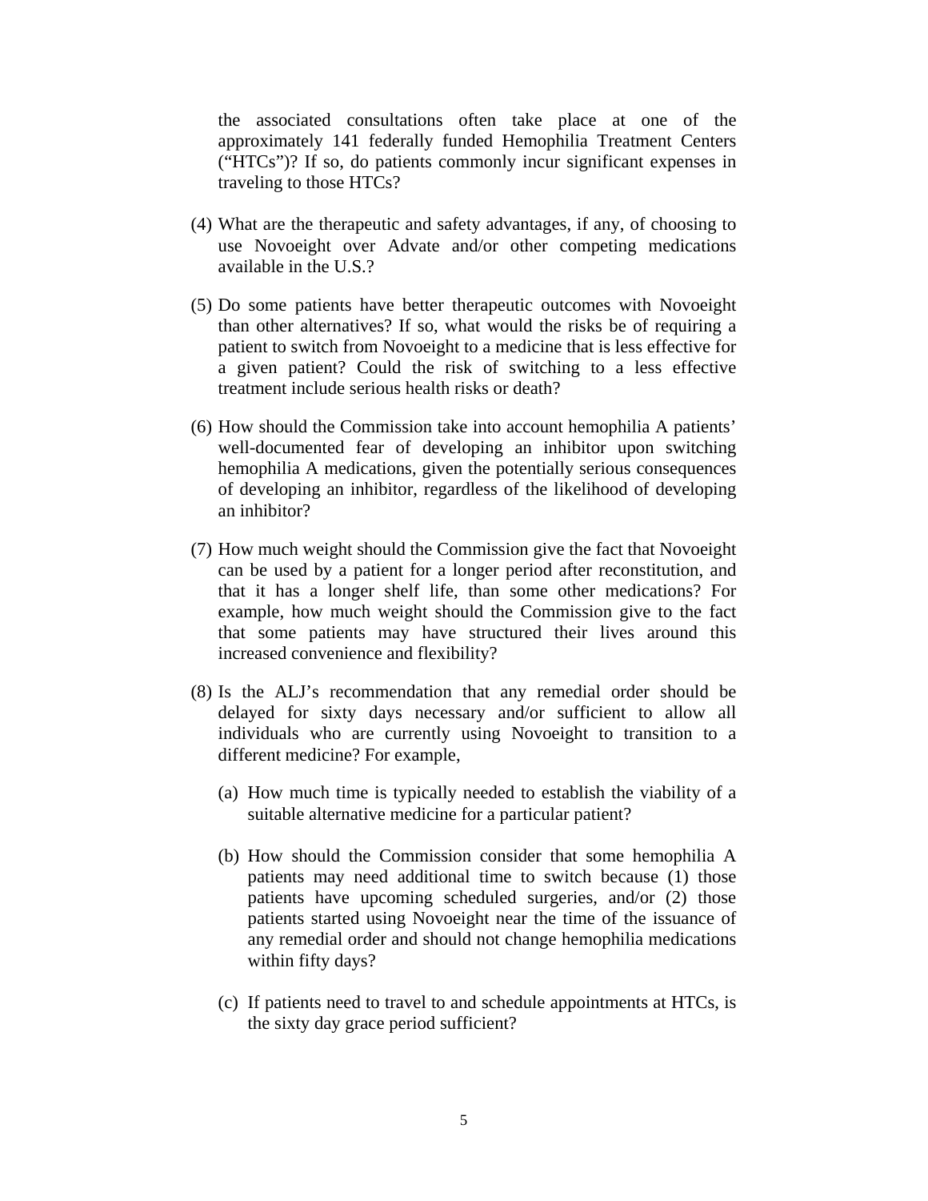the associated consultations often take place at one of the approximately 141 federally funded Hemophilia Treatment Centers ("HTCs")? If so, do patients commonly incur significant expenses in traveling to those HTCs?

(4) What are the therapeutic and safety advantages, if any, of choosing to use Novoeight over Advate and/or other competing medications available in the U.S.?

(5) Do some patients have better therapeutic outcomes with Novoeight than other alternatives? If so, what would the risks be of requiring a patient to switch from Novoeight to a medicine that is less effective for a given patient? Could the risk of switching to a less effective treatment include serious health risks or death?

(6) How should the Commission take into account hemophilia A patients' well-documented fear of developing an inhibitor upon switching hemophilia A medications, given the potentially serious consequences of developing an inhibitor, regardless of the likelihood of developing an inhibitor?

(7) How much weight should the Commission give the fact that Novoeight can be used by a patient for a longer period after reconstitution, and that it has a longer shelf life, than some other medications? For example, how much weight should the Commission give to the fact that some patients may have structured their lives around this increased convenience and flexibility?

(8) Is the ALJ's recommendation that any remedial order should be delayed for sixty days necessary and/or sufficient to allow all individuals who are currently using Novoeight to transition to a different medicine? For example,

   (a) How much time is typically needed to establish the viability of a suitable alternative medicine for a particular patient?

   (b) How should the Commission consider that some hemophilia A patients may need additional time to switch because (1) those patients have upcoming scheduled surgeries, and/or (2) those patients started using Novoeight near the time of the issuance of any remedial order and should not change hemophilia medications within fifty days?

   (c) If patients need to travel to and schedule appointments at HTCs, is the sixty day grace period sufficient?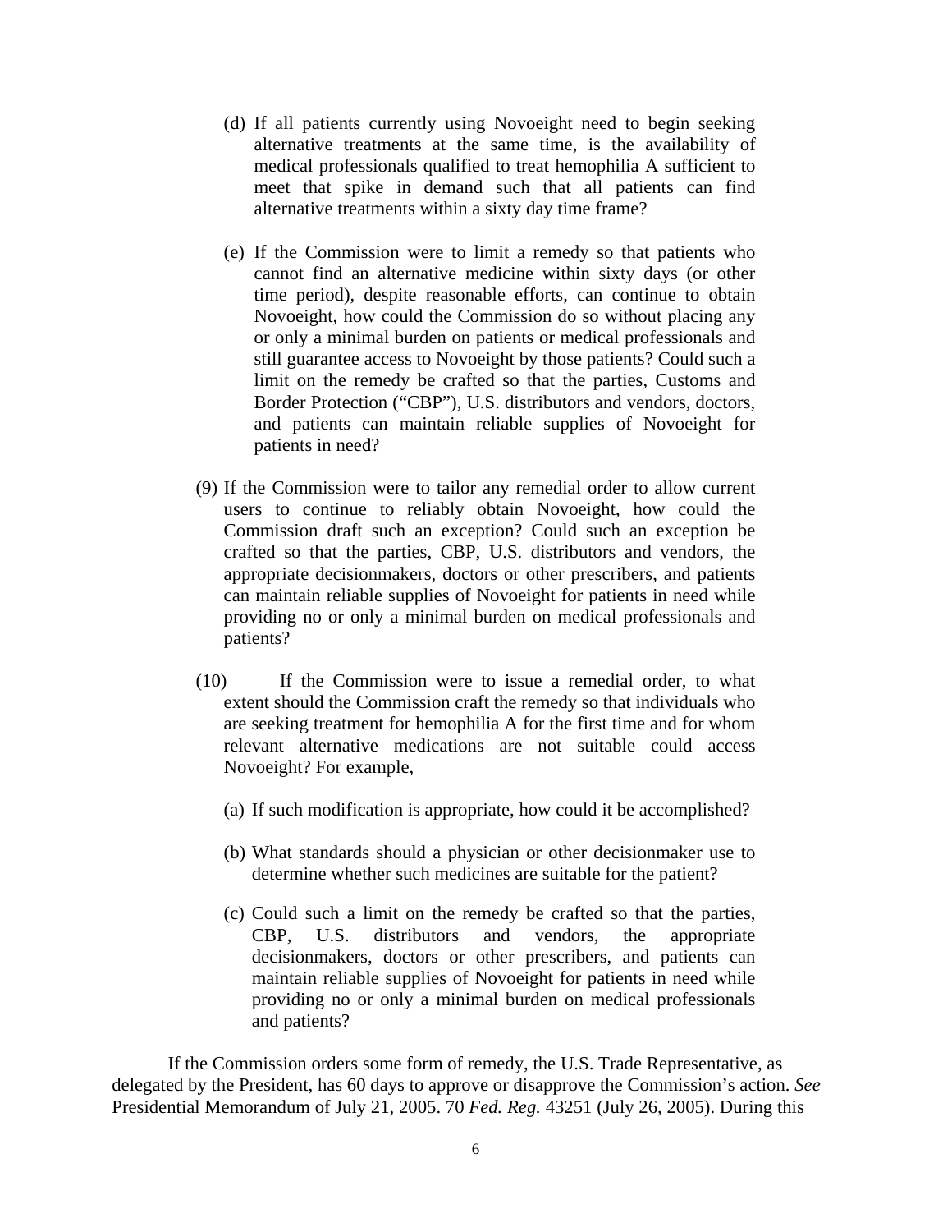(d) If all patients currently using Novoeight need to begin seeking alternative treatments at the same time, is the availability of medical professionals qualified to treat hemophilia A sufficient to meet that spike in demand such that all patients can find alternative treatments within a sixty day time frame?

(e) If the Commission were to limit a remedy so that patients who cannot find an alternative medicine within sixty days (or other time period), despite reasonable efforts, can continue to obtain Novoeight, how could the Commission do so without placing any or only a minimal burden on patients or medical professionals and still guarantee access to Novoeight by those patients? Could such a limit on the remedy be crafted so that the parties, Customs and Border Protection ("CBP"), U.S. distributors and vendors, doctors, and patients can maintain reliable supplies of Novoeight for patients in need?

(9) If the Commission were to tailor any remedial order to allow current users to continue to reliably obtain Novoeight, how could the Commission draft such an exception? Could such an exception be crafted so that the parties, CBP, U.S. distributors and vendors, the appropriate decisionmakers, doctors or other prescribers, and patients can maintain reliable supplies of Novoeight for patients in need while providing no or only a minimal burden on medical professionals and patients?

(10) If the Commission were to issue a remedial order, to what extent should the Commission craft the remedy so that individuals who are seeking treatment for hemophilia A for the first time and for whom relevant alternative medications are not suitable could access Novoeight? For example,

(a) If such modification is appropriate, how could it be accomplished?

(b) What standards should a physician or other decisionmaker use to determine whether such medicines are suitable for the patient?

(c) Could such a limit on the remedy be crafted so that the parties, CBP, U.S. distributors and vendors, the appropriate decisionmakers, doctors or other prescribers, and patients can maintain reliable supplies of Novoeight for patients in need while providing no or only a minimal burden on medical professionals and patients?

If the Commission orders some form of remedy, the U.S. Trade Representative, as delegated by the President, has 60 days to approve or disapprove the Commission's action. *See* Presidential Memorandum of July 21, 2005. 70 *Fed. Reg.* 43251 (July 26, 2005). During this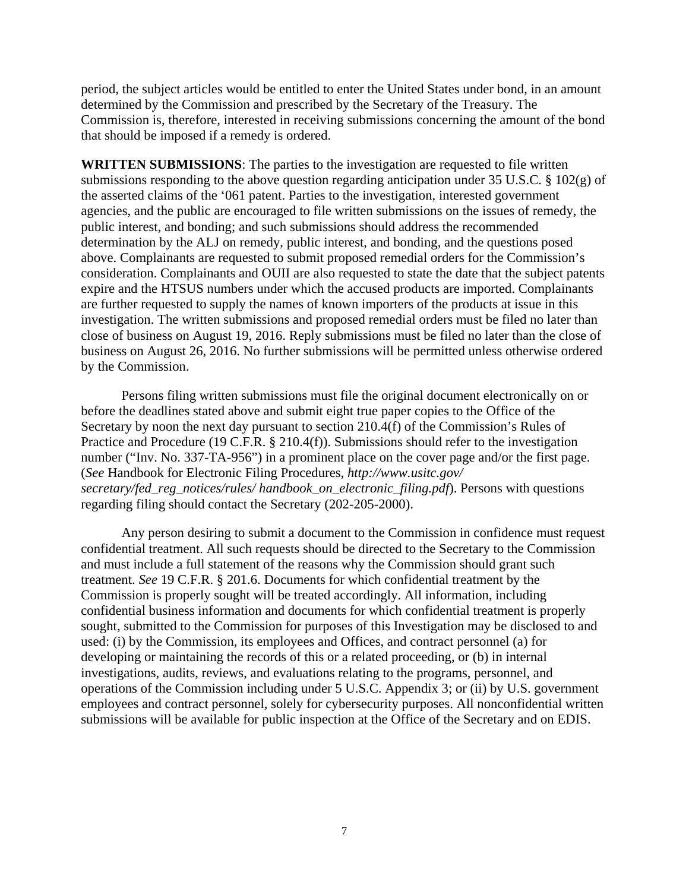period, the subject articles would be entitled to enter the United States under bond, in an amount determined by the Commission and prescribed by the Secretary of the Treasury. The Commission is, therefore, interested in receiving submissions concerning the amount of the bond that should be imposed if a remedy is ordered.

**WRITTEN SUBMISSIONS**: The parties to the investigation are requested to file written submissions responding to the above question regarding anticipation under 35 U.S.C. § 102(g) of the asserted claims of the '061 patent. Parties to the investigation, interested government agencies, and the public are encouraged to file written submissions on the issues of remedy, the public interest, and bonding; and such submissions should address the recommended determination by the ALJ on remedy, public interest, and bonding, and the questions posed above. Complainants are requested to submit proposed remedial orders for the Commission's consideration. Complainants and OUII are also requested to state the date that the subject patents expire and the HTSUS numbers under which the accused products are imported. Complainants are further requested to supply the names of known importers of the products at issue in this investigation. The written submissions and proposed remedial orders must be filed no later than close of business on August 19, 2016. Reply submissions must be filed no later than the close of business on August 26, 2016. No further submissions will be permitted unless otherwise ordered by the Commission.

Persons filing written submissions must file the original document electronically on or before the deadlines stated above and submit eight true paper copies to the Office of the Secretary by noon the next day pursuant to section 210.4(f) of the Commission's Rules of Practice and Procedure (19 C.F.R. § 210.4(f)). Submissions should refer to the investigation number ("Inv. No. 337-TA-956") in a prominent place on the cover page and/or the first page. (*See* Handbook for Electronic Filing Procedures, *http://www.usitc.gov/secretary/fed_reg_notices/rules/ handbook_on_electronic_filing.pdf*). Persons with questions regarding filing should contact the Secretary (202-205-2000).

Any person desiring to submit a document to the Commission in confidence must request confidential treatment. All such requests should be directed to the Secretary to the Commission and must include a full statement of the reasons why the Commission should grant such treatment. *See* 19 C.F.R. § 201.6. Documents for which confidential treatment by the Commission is properly sought will be treated accordingly. All information, including confidential business information and documents for which confidential treatment is properly sought, submitted to the Commission for purposes of this Investigation may be disclosed to and used: (i) by the Commission, its employees and Offices, and contract personnel (a) for developing or maintaining the records of this or a related proceeding, or (b) in internal investigations, audits, reviews, and evaluations relating to the programs, personnel, and operations of the Commission including under 5 U.S.C. Appendix 3; or (ii) by U.S. government employees and contract personnel, solely for cybersecurity purposes. All nonconfidential written submissions will be available for public inspection at the Office of the Secretary and on EDIS.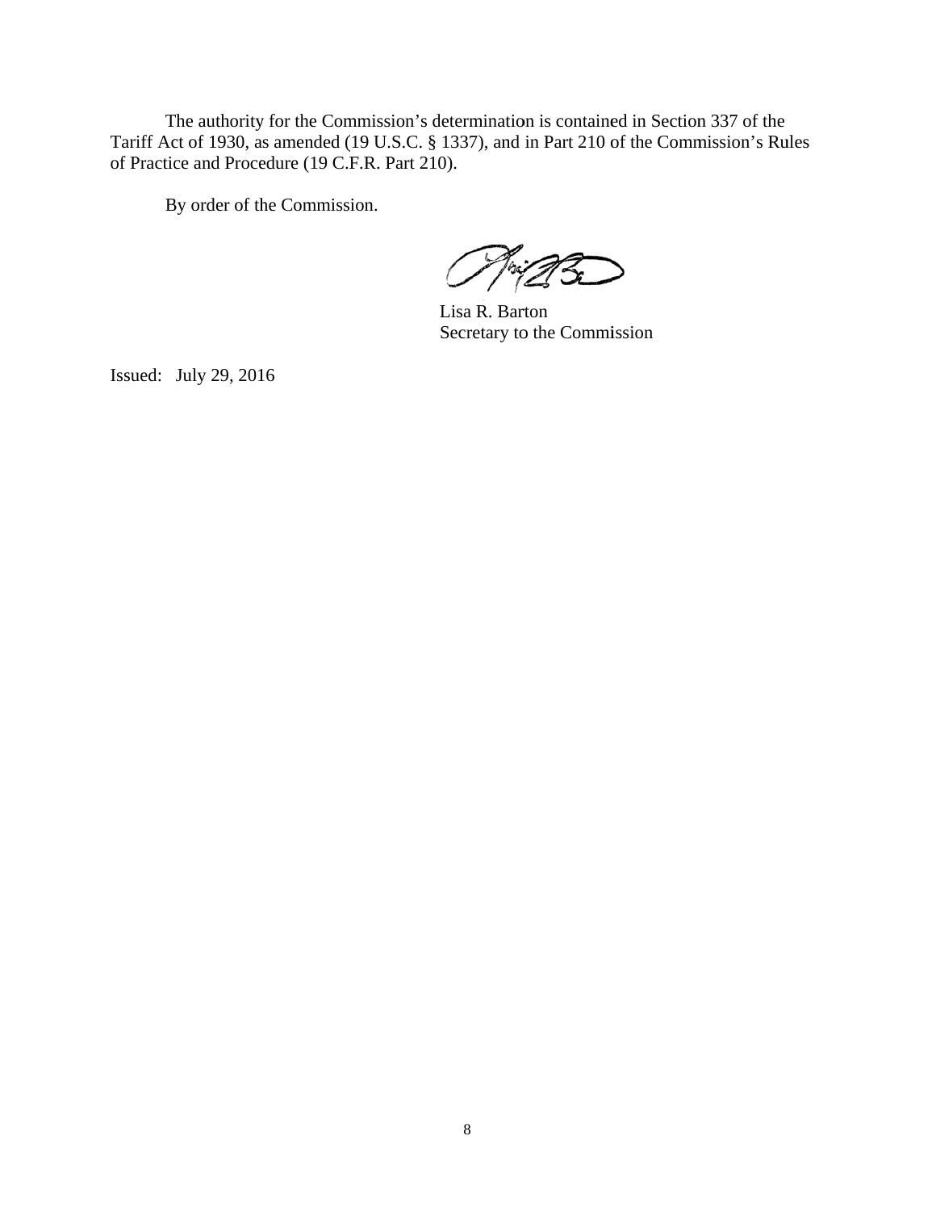The authority for the Commission's determination is contained in Section 337 of the Tariff Act of 1930, as amended (19 U.S.C. § 1337), and in Part 210 of the Commission's Rules of Practice and Procedure (19 C.F.R. Part 210).

By order of the Commission.

Lisa R. Barton
Secretary to the Commission

Issued: July 29, 2016